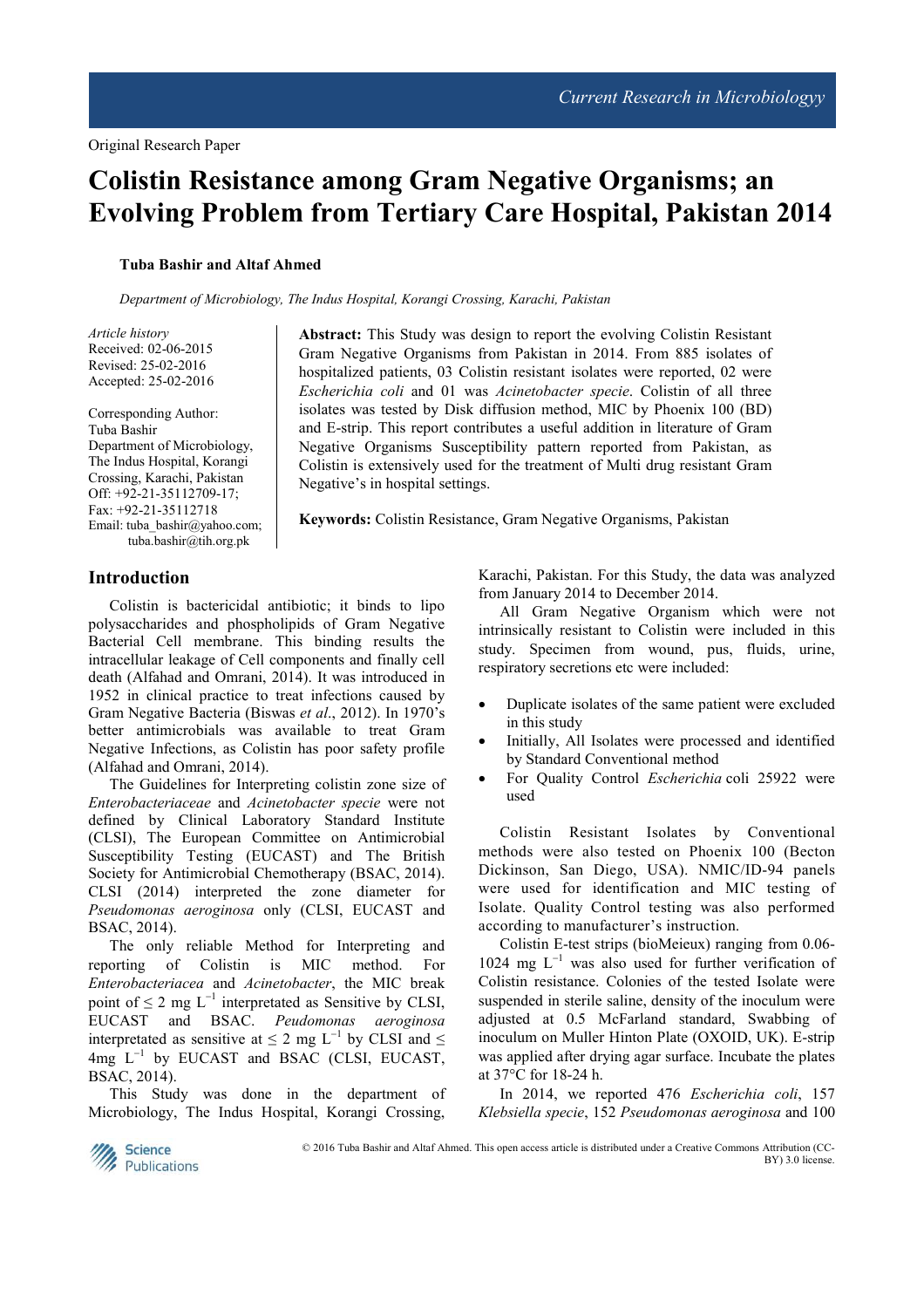Original Research Paper

# Colistin Resistance among Gram Negative Organisms; an Evolving Problem from Tertiary Care Hospital, Pakistan 2014

**Tuba Bashir and Altaf Ahmed**

*Department of Microbiology, The Indus Hospital, Korangi Crossing, Karachi, Pakistan*

*Article history*
Received: 02-06-2015
Revised: 25-02-2016
Accepted: 25-02-2016

Corresponding Author:
Tuba Bashir
Department of Microbiology, The Indus Hospital, Korangi Crossing, Karachi, Pakistan
Off: +92-21-35112709-17;
Fax: +92-21-35112718
Email: tuba_bashir@yahoo.com; tuba.bashir@tih.org.pk

**Abstract:** This Study was design to report the evolving Colistin Resistant Gram Negative Organisms from Pakistan in 2014. From 885 isolates of hospitalized patients, 03 Colistin resistant isolates were reported, 02 were *Escherichia coli* and 01 was *Acinetobacter specie*. Colistin of all three isolates was tested by Disk diffusion method, MIC by Phoenix 100 (BD) and E-strip. This report contributes a useful addition in literature of Gram Negative Organisms Susceptibility pattern reported from Pakistan, as Colistin is extensively used for the treatment of Multi drug resistant Gram Negative's in hospital settings.

**Keywords:** Colistin Resistance, Gram Negative Organisms, Pakistan

## Introduction

Colistin is bactericidal antibiotic; it binds to lipo polysaccharides and phospholipids of Gram Negative Bacterial Cell membrane. This binding results the intracellular leakage of Cell components and finally cell death (Alfahad and Omrani, 2014). It was introduced in 1952 in clinical practice to treat infections caused by Gram Negative Bacteria (Biswas *et al*., 2012). In 1970's better antimicrobials was available to treat Gram Negative Infections, as Colistin has poor safety profile (Alfahad and Omrani, 2014).

The Guidelines for Interpreting colistin zone size of *Enterobacteriaceae* and *Acinetobacter specie* were not defined by Clinical Laboratory Standard Institute (CLSI), The European Committee on Antimicrobial Susceptibility Testing (EUCAST) and The British Society for Antimicrobial Chemotherapy (BSAC, 2014). CLSI (2014) interpreted the zone diameter for *Pseudomonas aeroginosa* only (CLSI, EUCAST and BSAC, 2014).

The only reliable Method for Interpreting and reporting of Colistin is MIC method. For *Enterobacteriacea* and *Acinetobacter*, the MIC break point of ≤ 2 mg $L^{-1}$ interpretated as Sensitive by CLSI, EUCAST and BSAC. *Peudomonas aeroginosa* interpretated as sensitive at ≤ 2 mg $L^{-1}$ by CLSI and ≤ 4mg $L^{-1}$ by EUCAST and BSAC (CLSI, EUCAST, BSAC, 2014).

This Study was done in the department of Microbiology, The Indus Hospital, Korangi Crossing, Karachi, Pakistan. For this Study, the data was analyzed from January 2014 to December 2014.

All Gram Negative Organism which were not intrinsically resistant to Colistin were included in this study. Specimen from wound, pus, fluids, urine, respiratory secretions etc were included:

- Duplicate isolates of the same patient were excluded in this study
- Initially, All Isolates were processed and identified by Standard Conventional method
- For Quality Control *Escherichia* coli 25922 were used

Colistin Resistant Isolates by Conventional methods were also tested on Phoenix 100 (Becton Dickinson, San Diego, USA). NMIC/ID-94 panels were used for identification and MIC testing of Isolate. Quality Control testing was also performed according to manufacturer's instruction.

Colistin E-test strips (bioMeieux) ranging from 0.06-1024 mg $L^{-1}$ was also used for further verification of Colistin resistance. Colonies of the tested Isolate were suspended in sterile saline, density of the inoculum were adjusted at 0.5 McFarland standard, Swabbing of inoculum on Muller Hinton Plate (OXOID, UK). E-strip was applied after drying agar surface. Incubate the plates at 37°C for 18-24 h.

In 2014, we reported 476 *Escherichia coli*, 157 *Klebsiella specie*, 152 *Pseudomonas aeroginosa* and 100

© 2016 Tuba Bashir and Altaf Ahmed. This open access article is distributed under a Creative Commons Attribution (CC-BY) 3.0 license.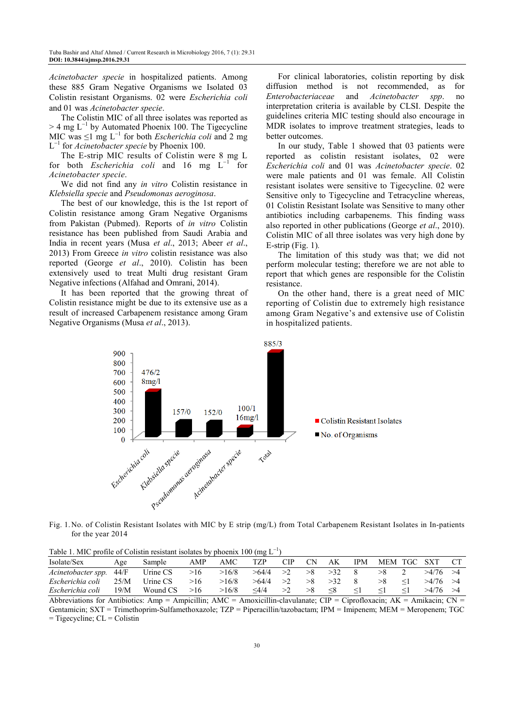*Acinetobacter specie* in hospitalized patients. Among these 885 Gram Negative Organisms we Isolated 03 Colistin resistant Organisms. 02 were *Escherichia coli* and 01 was *Acinetobacter specie*.

The Colistin MIC of all three isolates was reported as > 4 mg $L^{-1}$ by Automated Phoenix 100. The Tigecycline MIC was ≤1 mg $L^{-1}$ for both *Escherichia coli* and 2 mg $L^{-1}$ for *Acinetobacter specie* by Phoenix 100.

The E-strip MIC results of Colistin were 8 mg L for both *Escherichia coli* and 16 mg $L^{-1}$ for *Acinetobacter specie*.

We did not find any *in vitro* Colistin resistance in *Klebsiella specie* and *Pseudomonas aeroginosa*.

The best of our knowledge, this is the 1st report of Colistin resistance among Gram Negative Organisms from Pakistan (Pubmed). Reports of *in vitro* Colistin resistance has been published from Saudi Arabia and India in recent years (Musa *et al*., 2013; Abeer *et al*., 2013) From Greece *in vitro* colistin resistance was also reported (George *et al*., 2010). Colistin has been extensively used to treat Multi drug resistant Gram Negative infections (Alfahad and Omrani, 2014).

It has been reported that the growing threat of Colistin resistance might be due to its extensive use as a result of increased Carbapenem resistance among Gram Negative Organisms (Musa *et al*., 2013).

For clinical laboratories, colistin reporting by disk diffusion method is not recommended, as for *Enterobacteriaceae* and *Acinetobacter spp*. no interpretation criteria is available by CLSI. Despite the guidelines criteria MIC testing should also encourage in MDR isolates to improve treatment strategies, leads to better outcomes.

In our study, Table 1 showed that 03 patients were reported as colistin resistant isolates, 02 were *Escherichia coli* and 01 was *Acinetobacter specie*. 02 were male patients and 01 was female. All Colistin resistant isolates were sensitive to Tigecycline. 02 were Sensitive only to Tigecycline and Tetracycline whereas, 01 Colistin Resistant Isolate was Sensitive to many other antibiotics including carbapenems. This finding wass also reported in other publications (George *et al*., 2010). Colistin MIC of all three isolates was very high done by E-strip (Fig. 1).

The limitation of this study was that; we did not perform molecular testing; therefore we are not able to report that which genes are responsible for the Colistin resistance.

On the other hand, there is a great need of MIC reporting of Colistin due to extremely high resistance among Gram Negative's and extensive use of Colistin in hospitalized patients.

Fig. 1. No. of Colistin Resistant Isolates with MIC by E strip (mg/L) from Total Carbapenem Resistant Isolates in In-patients for the year 2014

Table 1. MIC profile of Colistin resistant isolates by phoenix 100 (mg $L^{-1}$)

| Isolate/Sex | Age | Sample | AMP | AMC | TZP | CIP | CN | AK | IPM | MEM | TGC | SXT | CT |
|---|---|---|---|---|---|---|---|---|---|---|---|---|---|
| *Acinetobacter spp.* | 44/F | Urine CS | >16 | >16/8 | >64/4 | >2 | >8 | >32 | 8 | >8 | 2 | >4/76 | >4 |
| *Escherichia coli* | 25/M | Urine CS | >16 | >16/8 | >64/4 | >2 | >8 | >32 | 8 | >8 | ≤1 | >4/76 | >4 |
| *Escherichia coli* | 19/M | Wound CS | >16 | >16/8 | ≤4/4 | >2 | >8 | ≤8 | ≤1 | ≤1 | ≤1 | >4/76 | >4 |

Abbreviations for Antibiotics: Amp = Ampicillin; AMC = Amoxicillin-clavulanate; CIP = Ciprofloxacin; AK = Amikacin; CN = Gentamicin; SXT = Trimethoprim-Sulfamethoxazole; TZP = Piperacillin/tazobactam; IPM = Imipenem; MEM = Meropenem; TGC = Tigecycline; CL = Colistin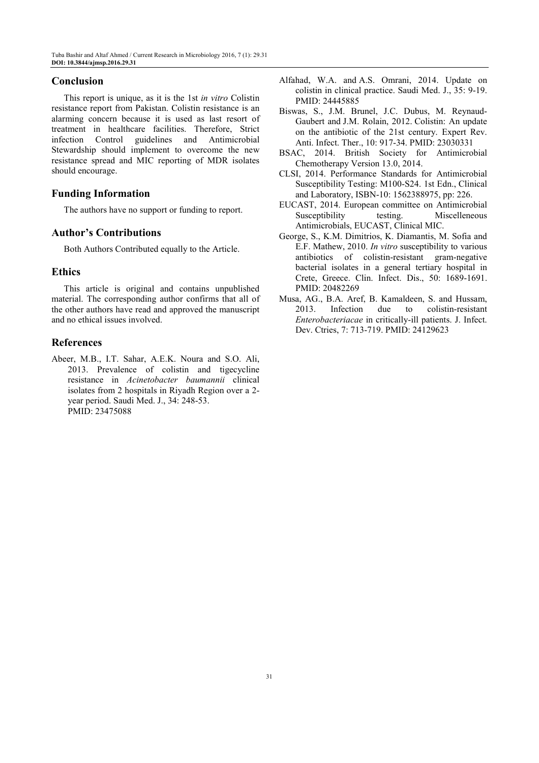## Conclusion

This report is unique, as it is the 1st *in vitro* Colistin resistance report from Pakistan. Colistin resistance is an alarming concern because it is used as last resort of treatment in healthcare facilities. Therefore, Strict infection Control guidelines and Antimicrobial Stewardship should implement to overcome the new resistance spread and MIC reporting of MDR isolates should encourage.

## Funding Information

The authors have no support or funding to report.

## Author's Contributions

Both Authors Contributed equally to the Article.

## Ethics

This article is original and contains unpublished material. The corresponding author confirms that all of the other authors have read and approved the manuscript and no ethical issues involved.

## References

Abeer, M.B., I.T. Sahar, A.E.K. Noura and S.O. Ali, 2013. Prevalence of colistin and tigecycline resistance in *Acinetobacter baumannii* clinical isolates from 2 hospitals in Riyadh Region over a 2-year period. Saudi Med. J., 34: 248-53. PMID: 23475088

Alfahad, W.A. and A.S. Omrani, 2014. Update on colistin in clinical practice. Saudi Med. J., 35: 9-19. PMID: 24445885

Biswas, S., J.M. Brunel, J.C. Dubus, M. Reynaud-Gaubert and J.M. Rolain, 2012. Colistin: An update on the antibiotic of the 21st century. Expert Rev. Anti. Infect. Ther., 10: 917-34. PMID: 23030331

BSAC, 2014. British Society for Antimicrobial Chemotherapy Version 13.0, 2014.

CLSI, 2014. Performance Standards for Antimicrobial Susceptibility Testing: M100-S24. 1st Edn., Clinical and Laboratory, ISBN-10: 1562388975, pp: 226.

EUCAST, 2014. European committee on Antimicrobial Susceptibility testing. Miscelleneous Antimicrobials, EUCAST, Clinical MIC.

George, S., K.M. Dimitrios, K. Diamantis, M. Sofia and E.F. Mathew, 2010. *In vitro* susceptibility to various antibiotics of colistin-resistant gram-negative bacterial isolates in a general tertiary hospital in Crete, Greece. Clin. Infect. Dis., 50: 1689-1691. PMID: 20482269

Musa, AG., B.A. Aref, B. Kamaldeen, S. and Hussam, 2013. Infection due to colistin-resistant *Enterobacteriacae* in critically-ill patients. J. Infect. Dev. Ctries, 7: 713-719. PMID: 24129623